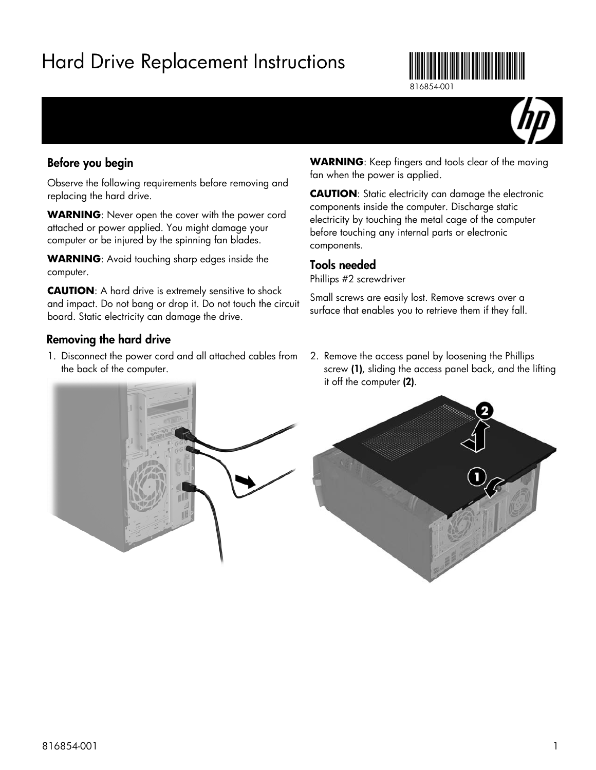# Hard Drive Replacement Instructions

816854-001

## Before you begin

Observe the following requirements before removing and replacing the hard drive.

**WARNING**: Never open the cover with the power cord attached or power applied. You might damage your computer or be injured by the spinning fan blades.

**WARNING**: Avoid touching sharp edges inside the computer.

**CAUTION**: A hard drive is extremely sensitive to shock and impact. Do not bang or drop it. Do not touch the circuit board. Static electricity can damage the drive.

**WARNING**: Keep fingers and tools clear of the moving fan when the power is applied.

**CAUTION**: Static electricity can damage the electronic components inside the computer. Discharge static electricity by touching the metal cage of the computer before touching any internal parts or electronic components.

## Tools needed

Phillips #2 screwdriver

Small screws are easily lost. Remove screws over a surface that enables you to retrieve them if they fall.

## Removing the hard drive

1. Disconnect the power cord and all attached cables from the back of the computer.
2. Remove the access panel by loosening the Phillips screw **(1)**, sliding the access panel back, and the lifting it off the computer **(2)**.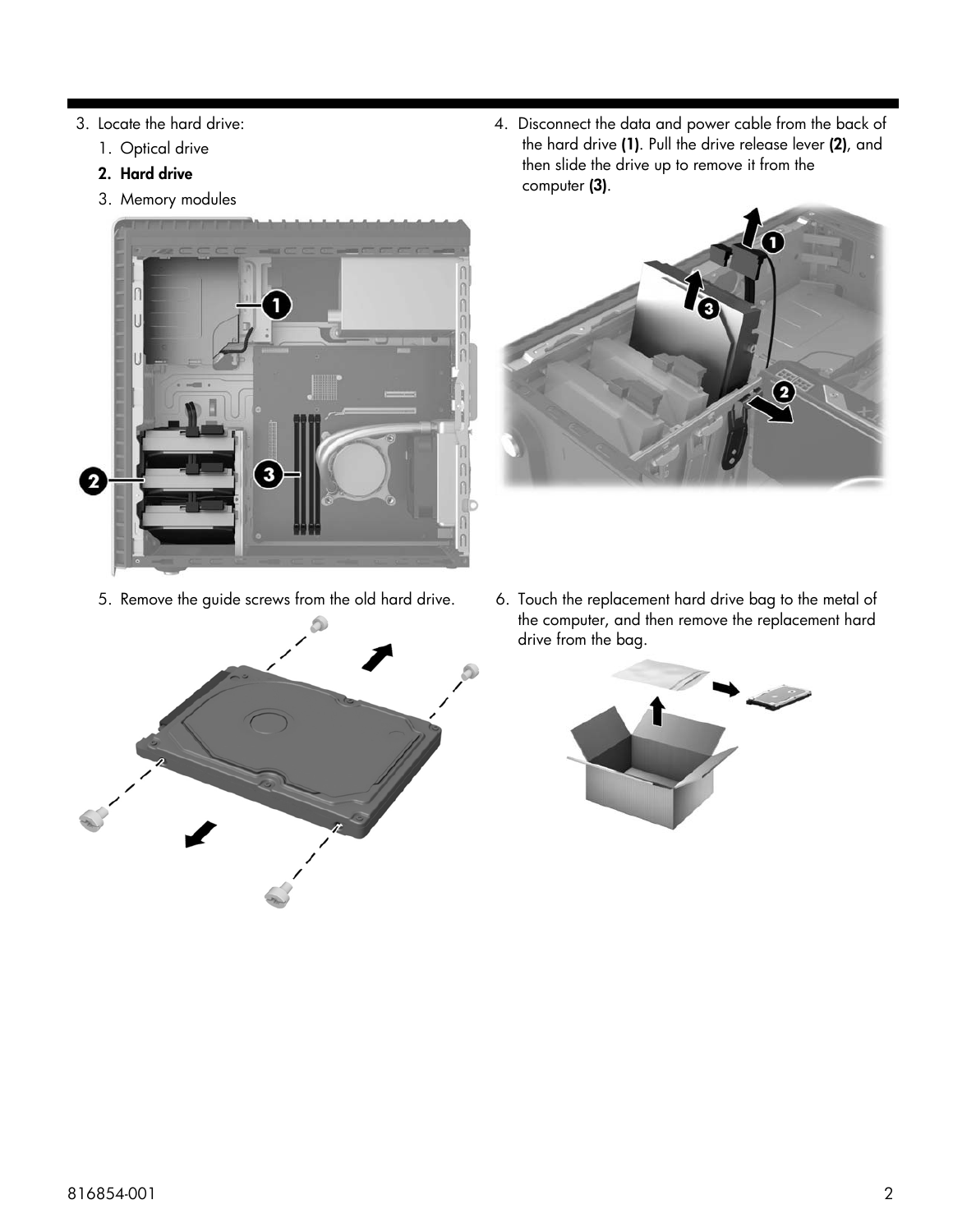3. Locate the hard drive:
   1. Optical drive
   2. **Hard drive**
   3. Memory modules

4. Disconnect the data and power cable from the back of the hard drive **(1)**. Pull the drive release lever **(2)**, and then slide the drive up to remove it from the computer **(3)**.

5. Remove the guide screws from the old hard drive.

6. Touch the replacement hard drive bag to the metal of the computer, and then remove the replacement hard drive from the bag.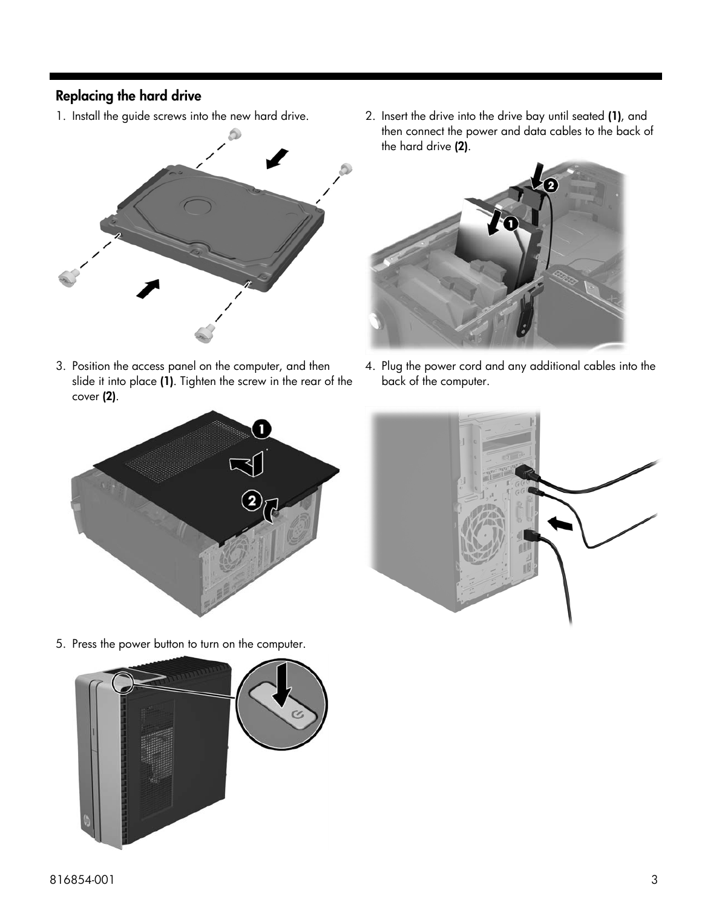## Replacing the hard drive

1. Install the guide screws into the new hard drive.
2. Insert the drive into the drive bay until seated **(1)**, and then connect the power and data cables to the back of the hard drive **(2)**.
3. Position the access panel on the computer, and then slide it into place **(1)**. Tighten the screw in the rear of the cover **(2)**.
4. Plug the power cord and any additional cables into the back of the computer.
5. Press the power button to turn on the computer.

816854-001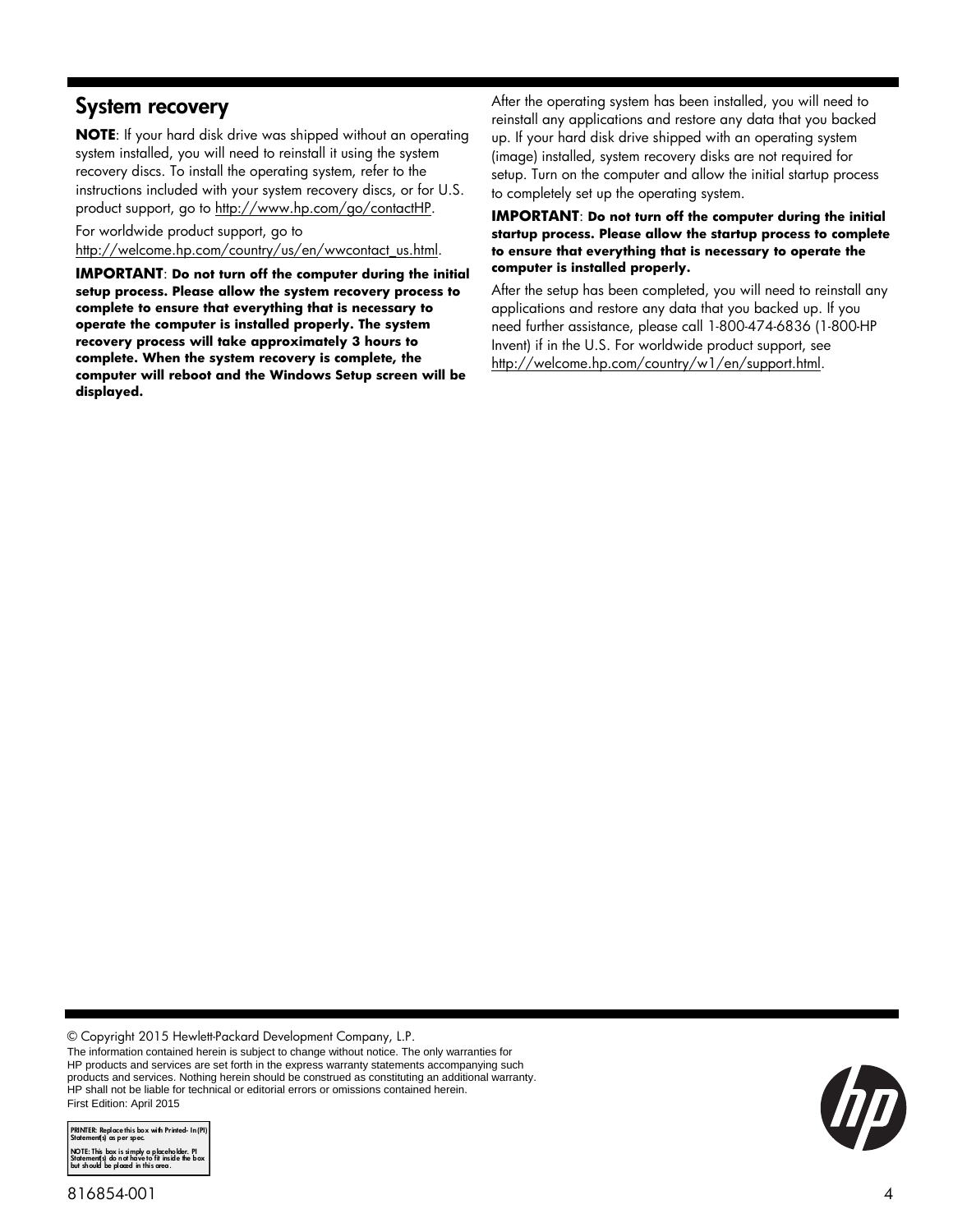## System recovery

**NOTE**: If your hard disk drive was shipped without an operating system installed, you will need to reinstall it using the system recovery discs. To install the operating system, refer to the instructions included with your system recovery discs, or for U.S. product support, go to http://www.hp.com/go/contactHP.

For worldwide product support, go to http://welcome.hp.com/country/us/en/wwcontact_us.html.

**IMPORTANT**: **Do not turn off the computer during the initial setup process. Please allow the system recovery process to complete to ensure that everything that is necessary to operate the computer is installed properly. The system recovery process will take approximately 3 hours to complete. When the system recovery is complete, the computer will reboot and the Windows Setup screen will be displayed.**

After the operating system has been installed, you will need to reinstall any applications and restore any data that you backed up. If your hard disk drive shipped with an operating system (image) installed, system recovery disks are not required for setup. Turn on the computer and allow the initial startup process to completely set up the operating system.

**IMPORTANT**: **Do not turn off the computer during the initial startup process. Please allow the startup process to complete to ensure that everything that is necessary to operate the computer is installed properly.**

After the setup has been completed, you will need to reinstall any applications and restore any data that you backed up. If you need further assistance, please call 1-800-474-6836 (1-800-HP Invent) if in the U.S. For worldwide product support, see http://welcome.hp.com/country/w1/en/support.html.

© Copyright 2015 Hewlett-Packard Development Company, L.P.

The information contained herein is subject to change without notice. The only warranties for HP products and services are set forth in the express warranty statements accompanying such products and services. Nothing herein should be construed as constituting an additional warranty. HP shall not be liable for technical or editorial errors or omissions contained herein.

First Edition: April 2015

PRINTER: Replace this box with Printed- In (PI) Statement(s) as per spec.

NOTE: This box is simply a placeholder. PI Statement(s) do not have to fit inside the box but should be placed in this area.

816854-001